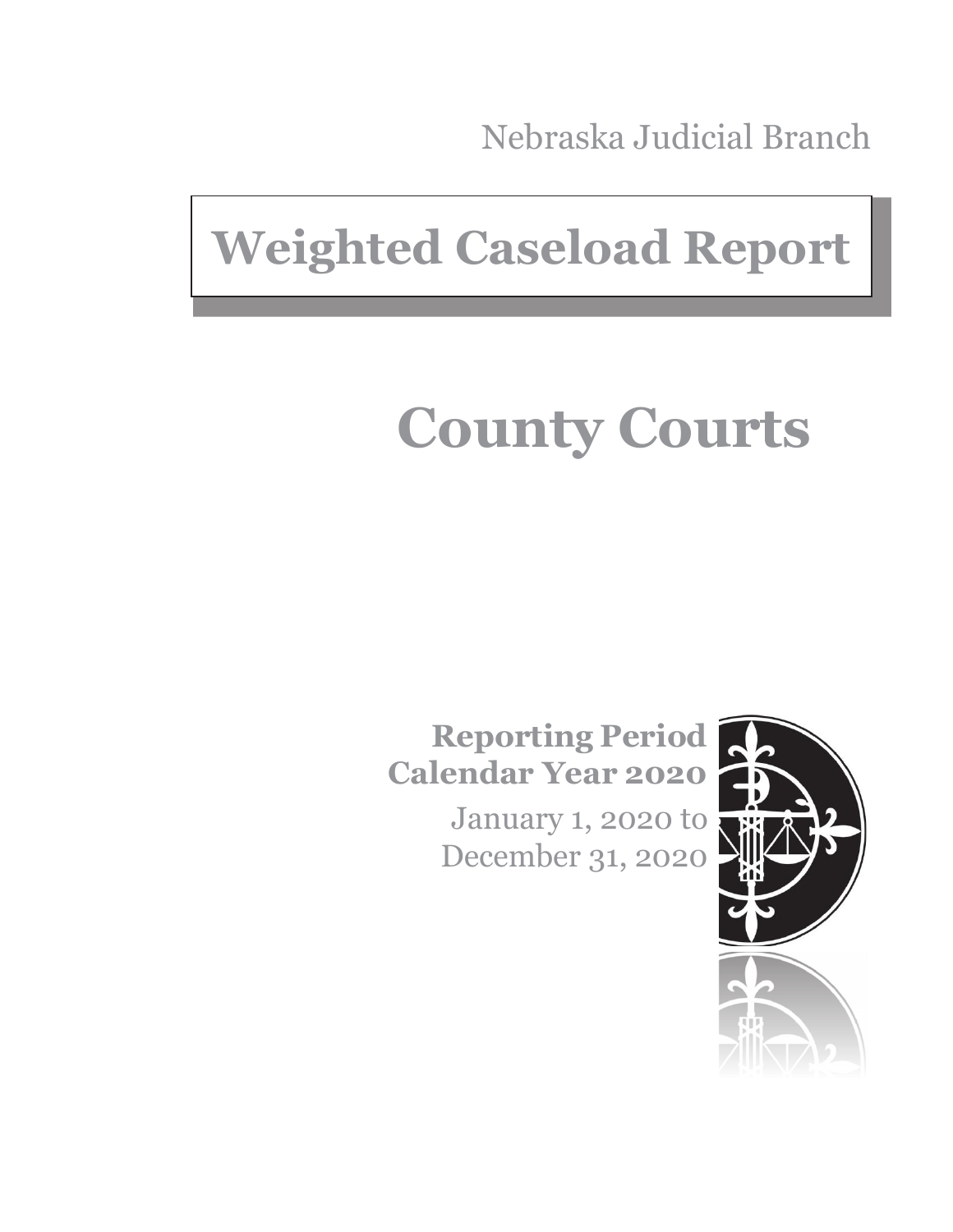Nebraska Judicial Branch

# Weighted Caseload Report

# County Courts

**Reporting Period**
**Calendar Year 2020**

January 1, 2020 to
December 31, 2020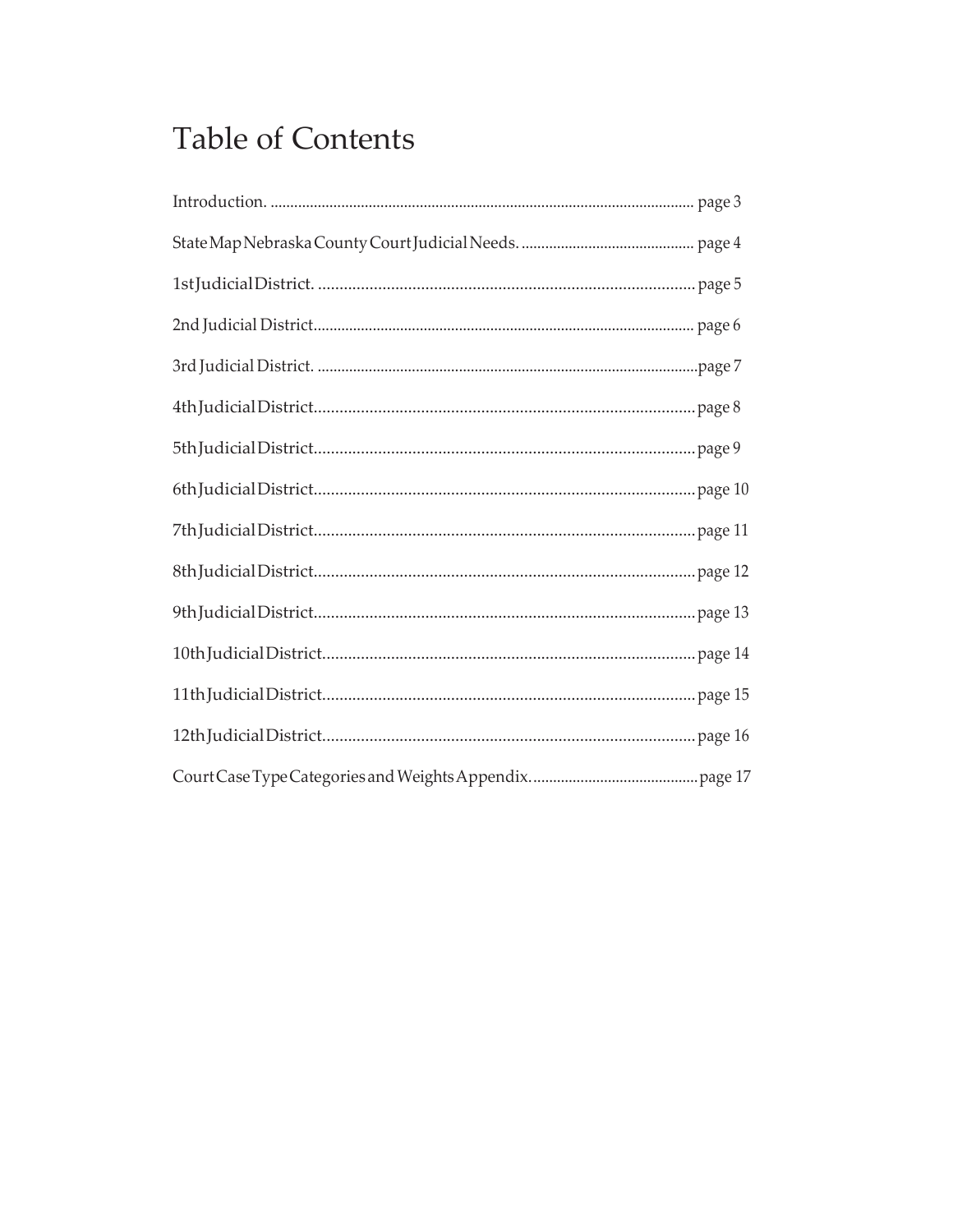# Table of Contents

Introduction. .......... page 3

State Map Nebraska County Court Judicial Needs. .......... page 4

1st Judicial District. .......... page 5

2nd Judicial District.......... page 6

3rd Judicial District. ..........page 7

4th Judicial District.......... page 8

5th Judicial District.......... page 9

6th Judicial District.......... page 10

7th Judicial District.......... page 11

8th Judicial District.......... page 12

9th Judicial District.......... page 13

10th Judicial District.......... page 14

11th Judicial District.......... page 15

12th Judicial District.......... page 16

Court Case Type Categories and Weights Appendix.......... page 17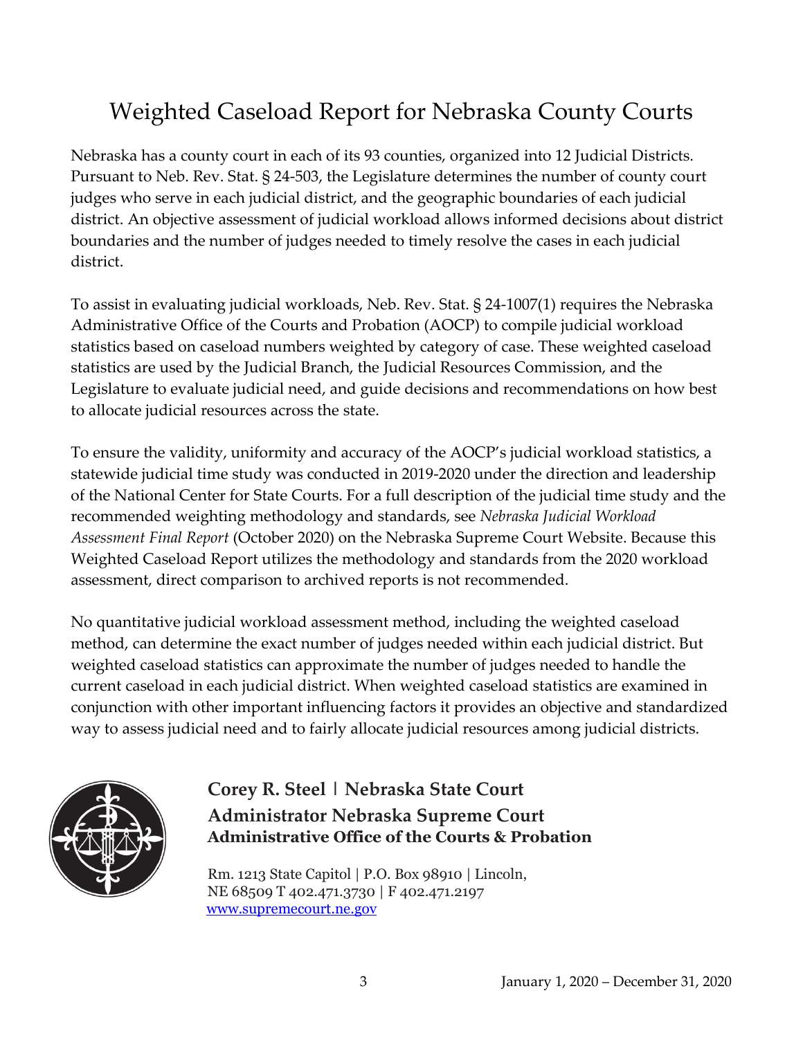# Weighted Caseload Report for Nebraska County Courts

Nebraska has a county court in each of its 93 counties, organized into 12 Judicial Districts. Pursuant to Neb. Rev. Stat. § 24-503, the Legislature determines the number of county court judges who serve in each judicial district, and the geographic boundaries of each judicial district. An objective assessment of judicial workload allows informed decisions about district boundaries and the number of judges needed to timely resolve the cases in each judicial district.

To assist in evaluating judicial workloads, Neb. Rev. Stat. § 24-1007(1) requires the Nebraska Administrative Office of the Courts and Probation (AOCP) to compile judicial workload statistics based on caseload numbers weighted by category of case. These weighted caseload statistics are used by the Judicial Branch, the Judicial Resources Commission, and the Legislature to evaluate judicial need, and guide decisions and recommendations on how best to allocate judicial resources across the state.

To ensure the validity, uniformity and accuracy of the AOCP's judicial workload statistics, a statewide judicial time study was conducted in 2019-2020 under the direction and leadership of the National Center for State Courts. For a full description of the judicial time study and the recommended weighting methodology and standards, see *Nebraska Judicial Workload Assessment Final Report* (October 2020) on the Nebraska Supreme Court Website. Because this Weighted Caseload Report utilizes the methodology and standards from the 2020 workload assessment, direct comparison to archived reports is not recommended.

No quantitative judicial workload assessment method, including the weighted caseload method, can determine the exact number of judges needed within each judicial district. But weighted caseload statistics can approximate the number of judges needed to handle the current caseload in each judicial district. When weighted caseload statistics are examined in conjunction with other important influencing factors it provides an objective and standardized way to assess judicial need and to fairly allocate judicial resources among judicial districts.

**Corey R. Steel | Nebraska State Court Administrator Nebraska Supreme Court**
**Administrative Office of the Courts & Probation**

Rm. 1213 State Capitol | P.O. Box 98910 | Lincoln, NE 68509 T 402.471.3730 | F 402.471.2197
www.supremecourt.ne.gov

January 1, 2020 – December 31, 2020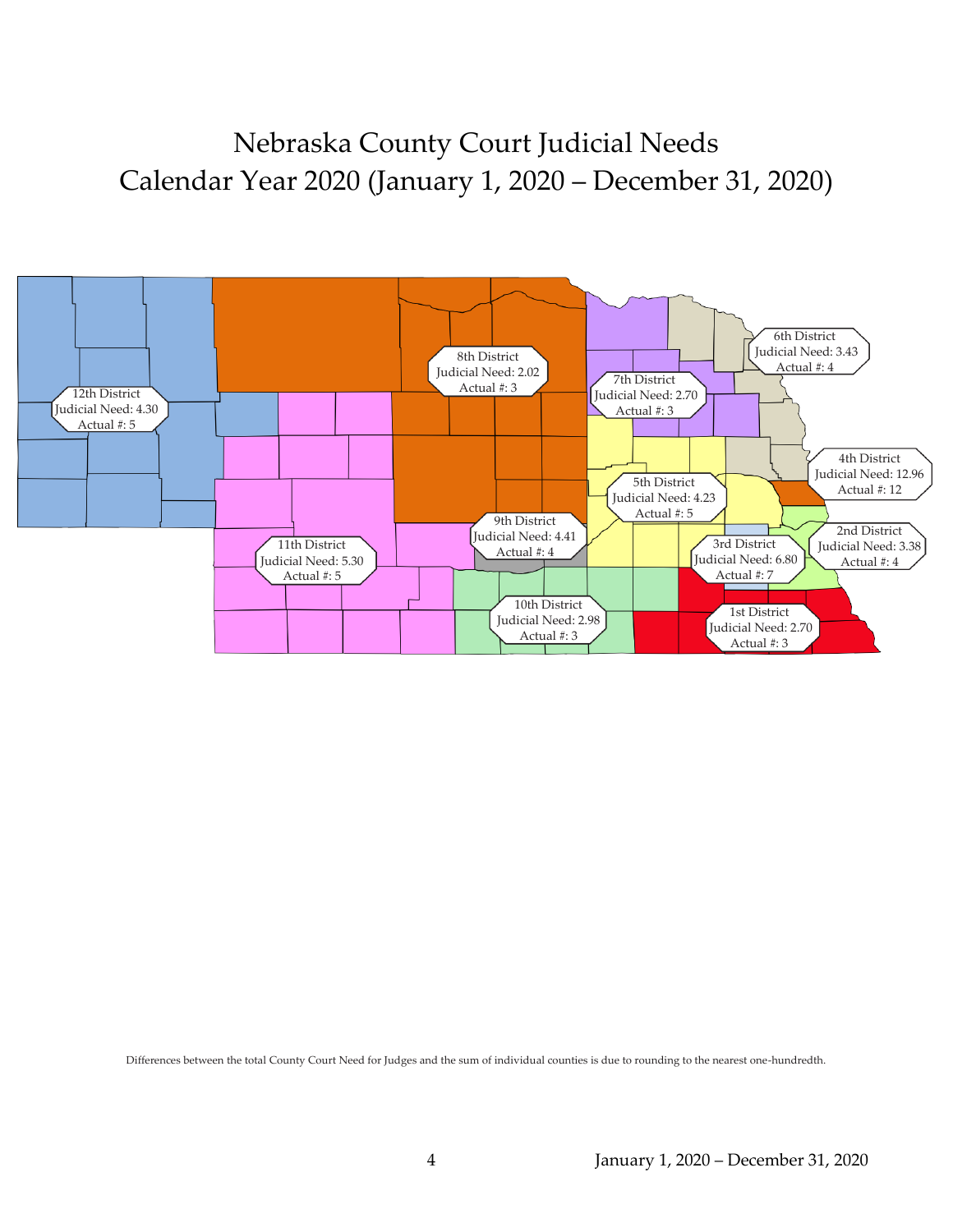# Nebraska County Court Judicial Needs
# Calendar Year 2020 (January 1, 2020 – December 31, 2020)

12th District
Judicial Need: 4.30
Actual #: 5

8th District
Judicial Need: 2.02
Actual #: 3

7th District
Judicial Need: 2.70
Actual #: 3

6th District
Judicial Need: 3.43
Actual #: 4

4th District
Judicial Need: 12.96
Actual #: 12

5th District
Judicial Need: 4.23
Actual #: 5

9th District
Judicial Need: 4.41
Actual #: 4

2nd District
Judicial Need: 3.38
Actual #: 4

11th District
Judicial Need: 5.30
Actual #: 5

3rd District
Judicial Need: 6.80
Actual #: 7

10th District
Judicial Need: 2.98
Actual #: 3

1st District
Judicial Need: 2.70
Actual #: 3

Differences between the total County Court Need for Judges and the sum of individual counties is due to rounding to the nearest one-hundredth.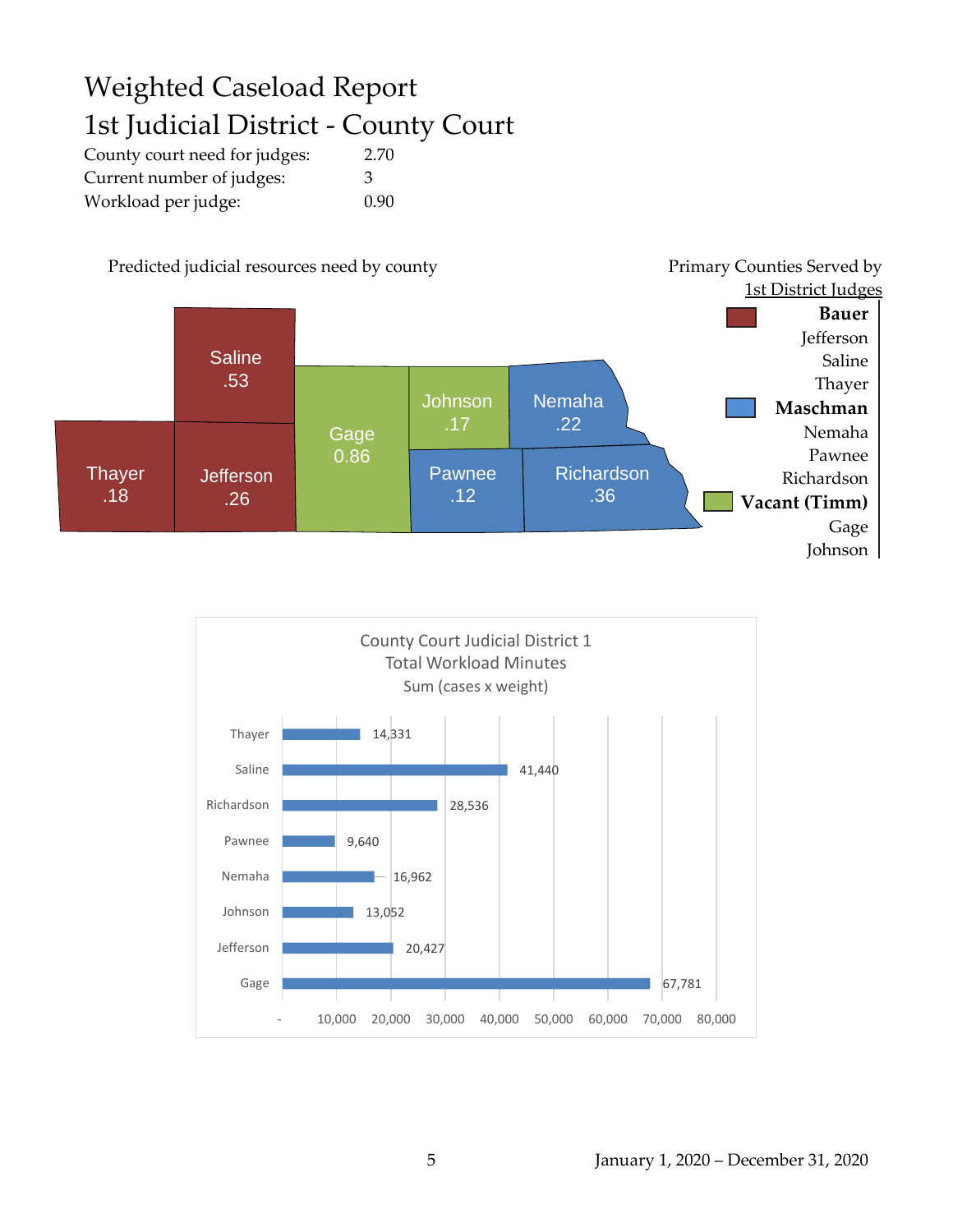# Weighted Caseload Report
# 1st Judicial District - County Court

| | |
|---|---|
| County court need for judges: | 2.70 |
| Current number of judges: | 3 |
| Workload per judge: | 0.90 |

Predicted judicial resources need by county

| County | Predicted need |
|---|---|
| Saline | .53 |
| Thayer | .18 |
| Jefferson | .26 |
| Gage | 0.86 |
| Johnson | .17 |
| Nemaha | .22 |
| Pawnee | .12 |
| Richardson | .36 |

Primary Counties Served by 1st District Judges

**Bauer**
- Jefferson
- Saline
- Thayer

**Maschman**
- Nemaha
- Pawnee
- Richardson

**Vacant (Timm)**
- Gage
- Johnson

County Court Judicial District 1
Total Workload Minutes
Sum (cases x weight)

| County | Total Workload Minutes |
|---|---|
| Thayer | 14,331 |
| Saline | 41,440 |
| Richardson | 28,536 |
| Pawnee | 9,640 |
| Nemaha | 16,962 |
| Johnson | 13,052 |
| Jefferson | 20,427 |
| Gage | 67,781 |

January 1, 2020 – December 31, 2020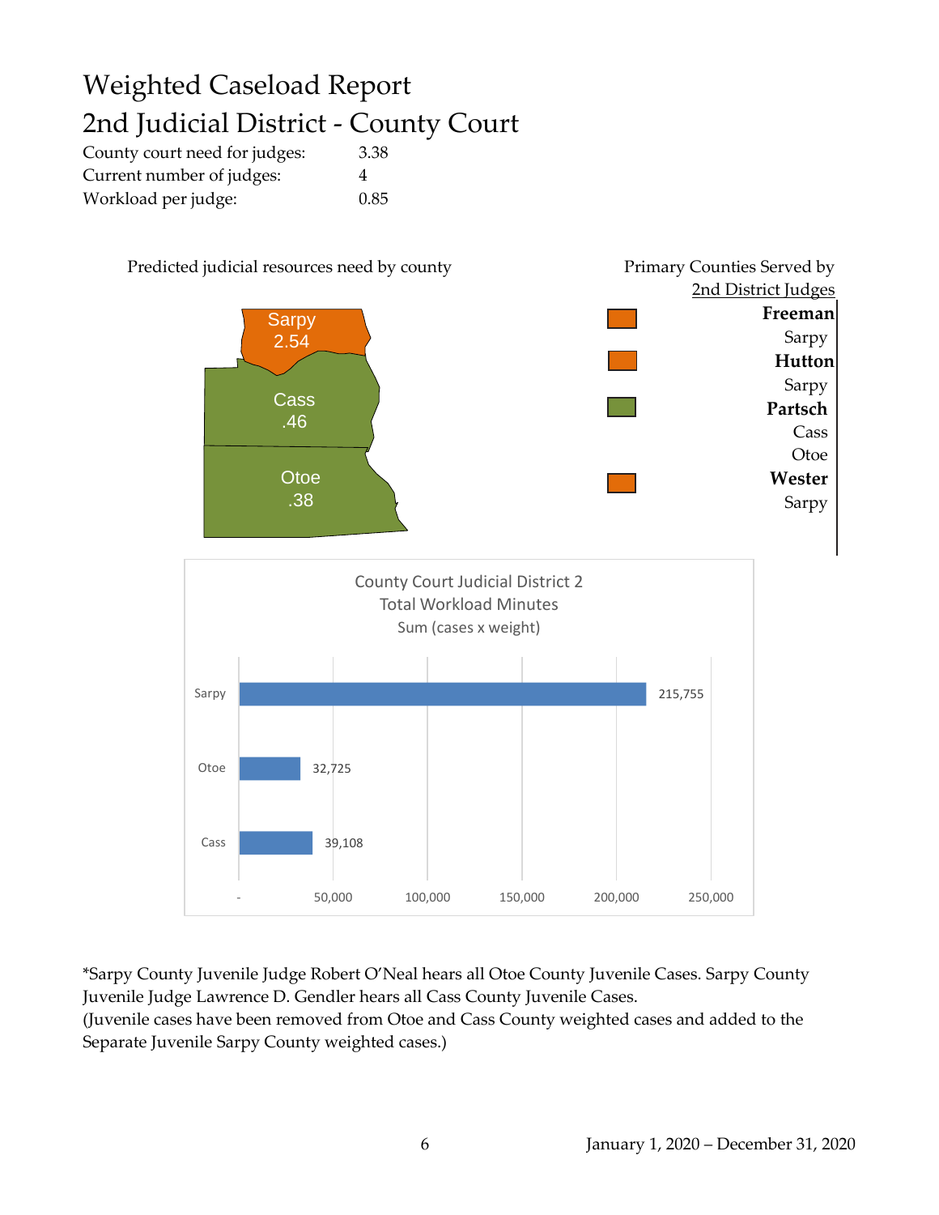# Weighted Caseload Report
# 2nd Judicial District - County Court

| | |
|---|---|
| County court need for judges: | 3.38 |
| Current number of judges: | 4 |
| Workload per judge: | 0.85 |

Predicted judicial resources need by county

| County | Need |
|---|---|
| Sarpy | 2.54 |
| Cass | .46 |
| Otoe | .38 |

Primary Counties Served by 2nd District Judges

**Freeman**
Sarpy

**Hutton**
Sarpy

**Partsch**
Cass
Otoe

**Wester**
Sarpy

County Court Judicial District 2
Total Workload Minutes
Sum (cases x weight)

| County | Total Workload Minutes |
|---|---|
| Sarpy | 215,755 |
| Otoe | 32,725 |
| Cass | 39,108 |

*Sarpy County Juvenile Judge Robert O'Neal hears all Otoe County Juvenile Cases. Sarpy County Juvenile Judge Lawrence D. Gendler hears all Cass County Juvenile Cases.
(Juvenile cases have been removed from Otoe and Cass County weighted cases and added to the Separate Juvenile Sarpy County weighted cases.)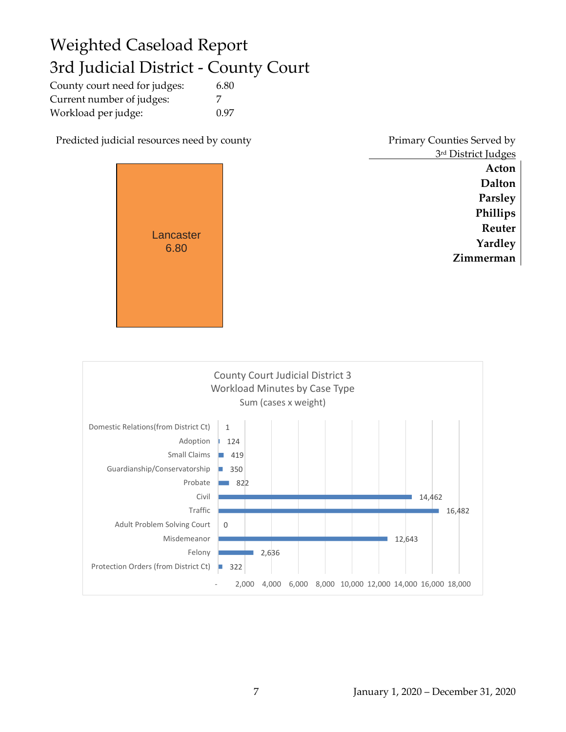# Weighted Caseload Report
# 3rd Judicial District - County Court

| | |
|---|---|
| County court need for judges: | 6.80 |
| Current number of judges: | 7 |
| Workload per judge: | 0.97 |

Predicted judicial resources need by county

Lancaster
6.80

| Primary Counties Served by 3rd District Judges |
|---|
| **Acton** |
| **Dalton** |
| **Parsley** |
| **Phillips** |
| **Reuter** |
| **Yardley** |
| **Zimmerman** |

County Court Judicial District 3
Workload Minutes by Case Type
Sum (cases x weight)

| Case Type | Workload Minutes |
|---|---|
| Domestic Relations(from District Ct) | 1 |
| Adoption | 124 |
| Small Claims | 419 |
| Guardianship/Conservatorship | 350 |
| Probate | 822 |
| Civil | 14,462 |
| Traffic | 16,482 |
| Adult Problem Solving Court | 0 |
| Misdemeanor | 12,643 |
| Felony | 2,636 |
| Protection Orders (from District Ct) | 322 |

January 1, 2020 – December 31, 2020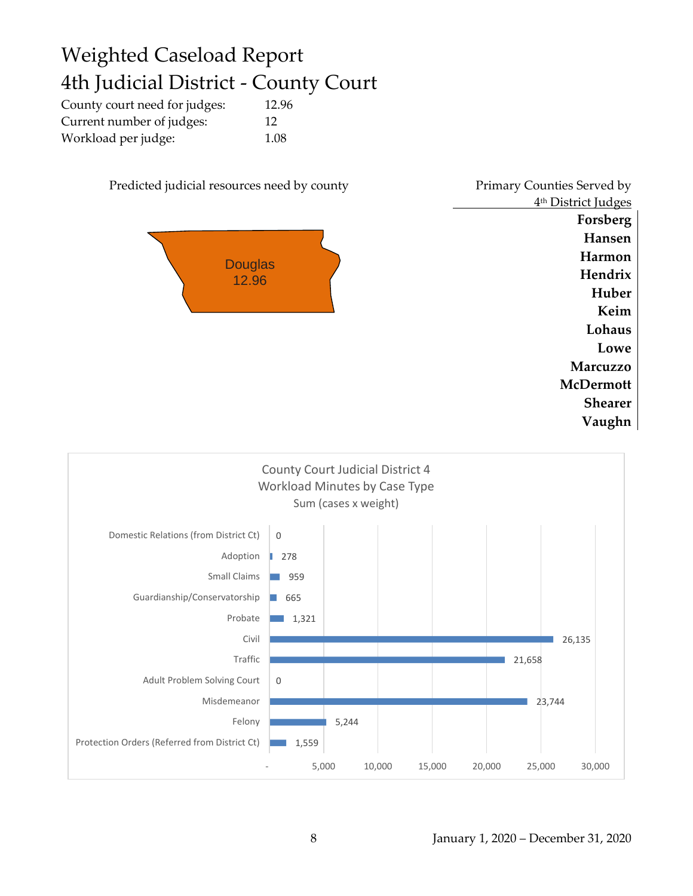# Weighted Caseload Report
## 4th Judicial District - County Court

| | |
|---|---|
| County court need for judges: | 12.96 |
| Current number of judges: | 12 |
| Workload per judge: | 1.08 |

Predicted judicial resources need by county

Douglas
12.96

Primary Counties Served by 4th District Judges

**Forsberg**
**Hansen**
**Harmon**
**Hendrix**
**Huber**
**Keim**
**Lohaus**
**Lowe**
**Marcuzzo**
**McDermott**
**Shearer**
**Vaughn**

County Court Judicial District 4
Workload Minutes by Case Type
Sum (cases x weight)

| Case Type | Workload Minutes |
|---|---|
| Domestic Relations (from District Ct) | 0 |
| Adoption | 278 |
| Small Claims | 959 |
| Guardianship/Conservatorship | 665 |
| Probate | 1,321 |
| Civil | 26,135 |
| Traffic | 21,658 |
| Adult Problem Solving Court | 0 |
| Misdemeanor | 23,744 |
| Felony | 5,244 |
| Protection Orders (Referred from District Ct) | 1,559 |

January 1, 2020 – December 31, 2020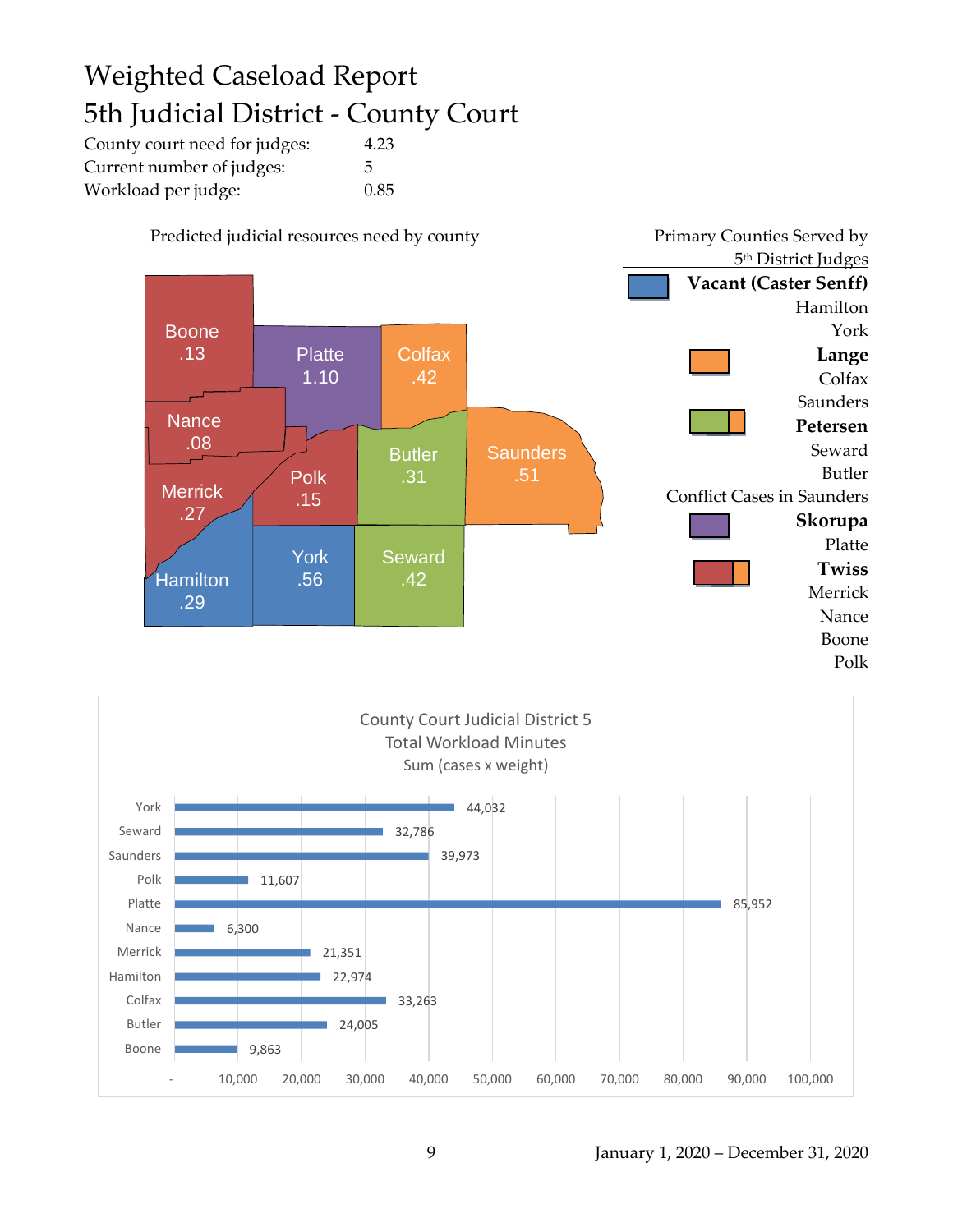# Weighted Caseload Report
# 5th Judicial District - County Court

| | |
|---|---|
| County court need for judges: | 4.23 |
| Current number of judges: | 5 |
| Workload per judge: | 0.85 |

Predicted judicial resources need by county

| County | Need |
|---|---|
| Boone | .13 |
| Platte | 1.10 |
| Colfax | .42 |
| Nance | .08 |
| Butler | .31 |
| Saunders | .51 |
| Merrick | .27 |
| Polk | .15 |
| Hamilton | .29 |
| York | .56 |
| Seward | .42 |

Primary Counties Served by 5th District Judges

**Vacant (Caster Senff)**
Hamilton
York

**Lange**
Colfax
Saunders

**Petersen**
Seward
Butler
Conflict Cases in Saunders

**Skorupa**
Platte

**Twiss**
Merrick
Nance
Boone
Polk

County Court Judicial District 5
Total Workload Minutes
Sum (cases x weight)

| County | Total Workload Minutes |
|---|---|
| York | 44,032 |
| Seward | 32,786 |
| Saunders | 39,973 |
| Polk | 11,607 |
| Platte | 85,952 |
| Nance | 6,300 |
| Merrick | 21,351 |
| Hamilton | 22,974 |
| Colfax | 33,263 |
| Butler | 24,005 |
| Boone | 9,863 |

January 1, 2020 – December 31, 2020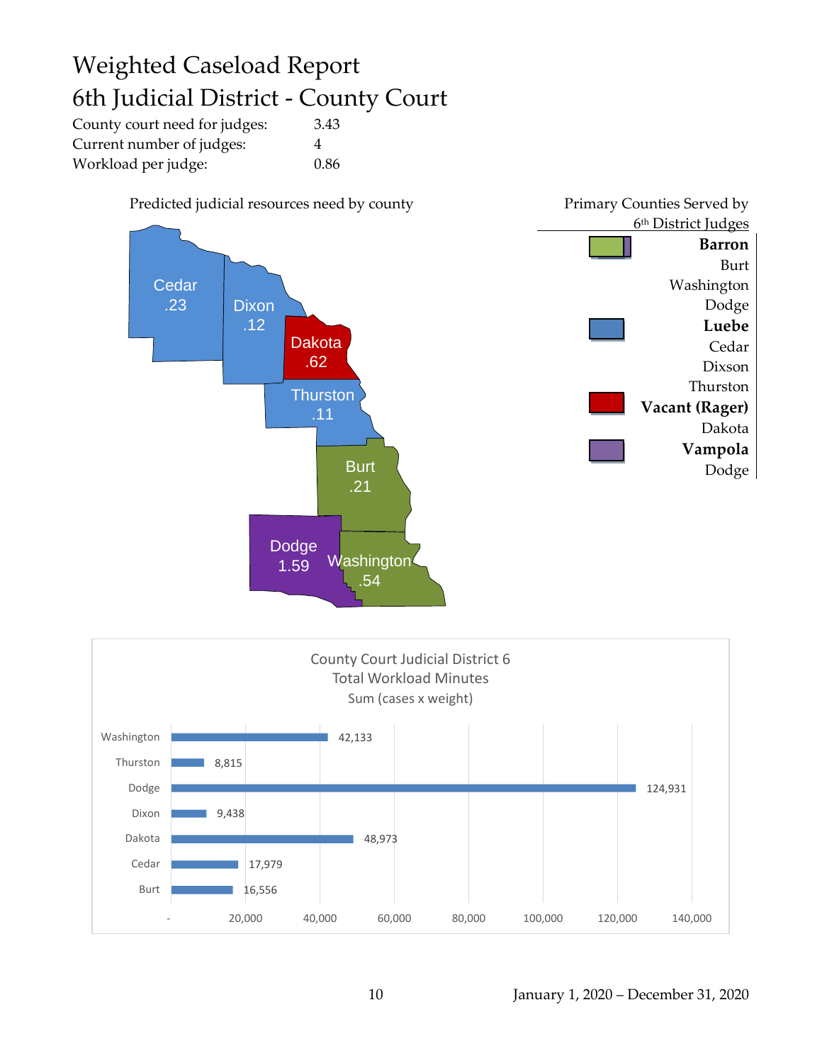# Weighted Caseload Report

# 6th Judicial District - County Court

| | |
|---|---|
| County court need for judges: | 3.43 |
| Current number of judges: | 4 |
| Workload per judge: | 0.86 |

Predicted judicial resources need by county

| County | Need |
|---|---|
| Cedar | .23 |
| Dixon | .12 |
| Dakota | .62 |
| Thurston | .11 |
| Burt | .21 |
| Dodge | 1.59 |
| Washington | .54 |

Primary Counties Served by 6th District Judges

**Barron**
Burt
Washington
Dodge

**Luebe**
Cedar
Dixson
Thurston

**Vacant (Rager)**
Dakota

**Vampola**
Dodge

County Court Judicial District 6
Total Workload Minutes
Sum (cases x weight)

| County | Total Workload Minutes |
|---|---|
| Washington | 42,133 |
| Thurston | 8,815 |
| Dodge | 124,931 |
| Dixon | 9,438 |
| Dakota | 48,973 |
| Cedar | 17,979 |
| Burt | 16,556 |

January 1, 2020 – December 31, 2020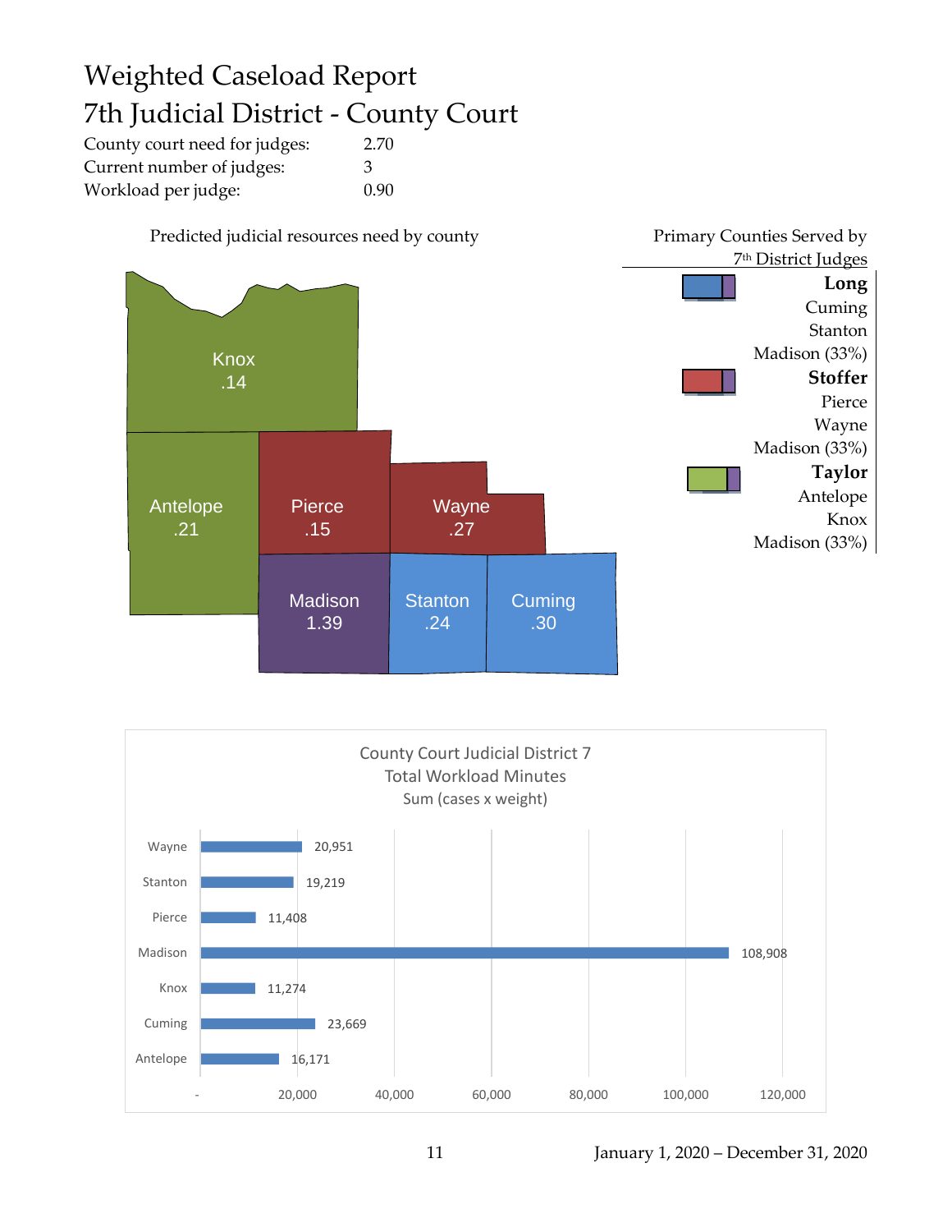# Weighted Caseload Report
# 7th Judicial District - County Court

| | |
|---|---|
| County court need for judges: | 2.70 |
| Current number of judges: | 3 |
| Workload per judge: | 0.90 |

Predicted judicial resources need by county

| County | Need |
|---|---|
| Knox | .14 |
| Antelope | .21 |
| Pierce | .15 |
| Wayne | .27 |
| Madison | 1.39 |
| Stanton | .24 |
| Cuming | .30 |

Primary Counties Served by 7th District Judges

**Long**
Cuming
Stanton
Madison (33%)

**Stoffer**
Pierce
Wayne
Madison (33%)

**Taylor**
Antelope
Knox
Madison (33%)

County Court Judicial District 7
Total Workload Minutes
Sum (cases x weight)

| County | Total Workload Minutes |
|---|---|
| Wayne | 20,951 |
| Stanton | 19,219 |
| Pierce | 11,408 |
| Madison | 108,908 |
| Knox | 11,274 |
| Cuming | 23,669 |
| Antelope | 16,171 |

January 1, 2020 – December 31, 2020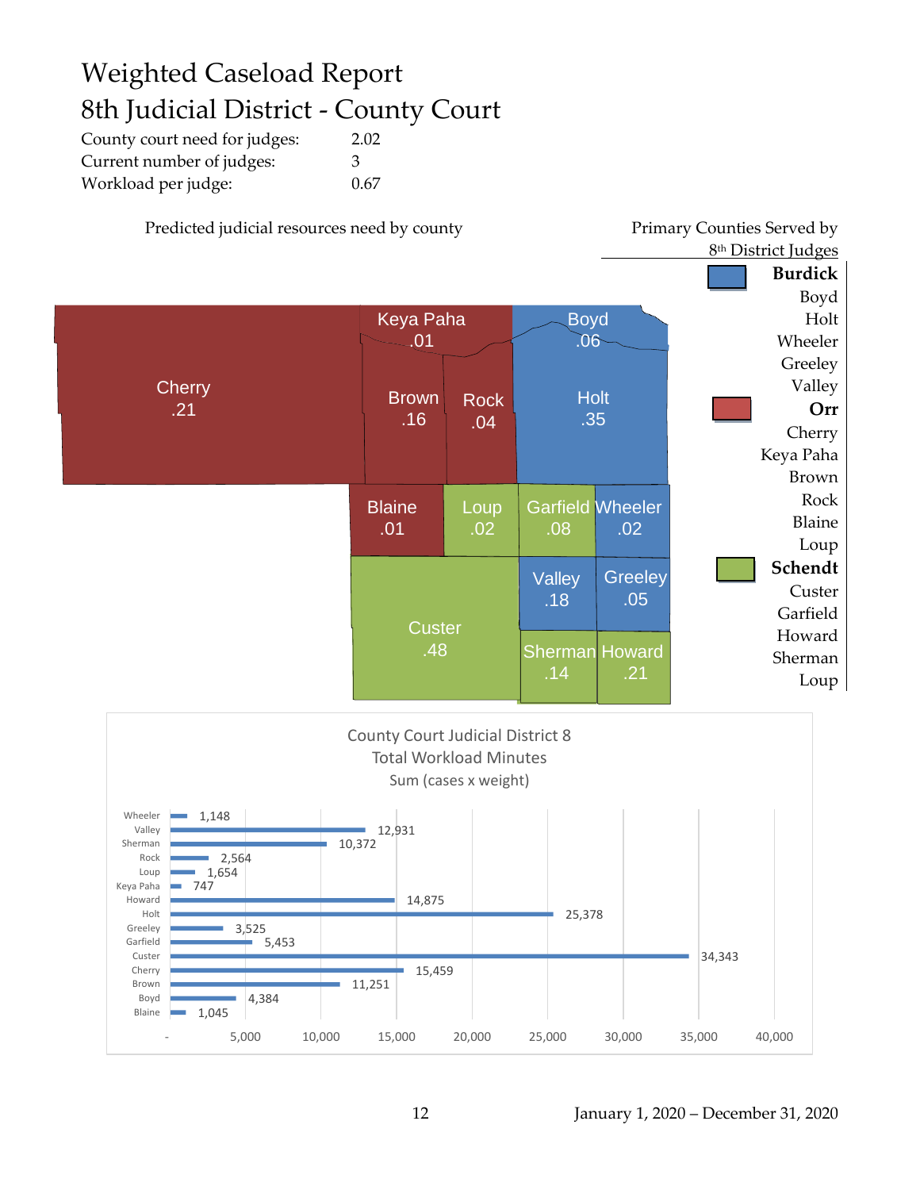# Weighted Caseload Report
# 8th Judicial District - County Court

| | |
|---|---|
| County court need for judges: | 2.02 |
| Current number of judges: | 3 |
| Workload per judge: | 0.67 |

Predicted judicial resources need by county

| County | Need |
|---|---|
| Cherry | .21 |
| Keya Paha | .01 |
| Boyd | .06 |
| Brown | .16 |
| Rock | .04 |
| Holt | .35 |
| Blaine | .01 |
| Loup | .02 |
| Garfield | .08 |
| Wheeler | .02 |
| Valley | .18 |
| Greeley | .05 |
| Custer | .48 |
| Sherman | .14 |
| Howard | .21 |

Primary Counties Served by 8th District Judges

**Burdick**
- Boyd
- Holt
- Wheeler
- Greeley
- Valley

**Orr**
- Cherry
- Keya Paha
- Brown
- Rock
- Blaine
- Loup

**Schendt**
- Custer
- Garfield
- Howard
- Sherman
- Loup

County Court Judicial District 8
Total Workload Minutes
Sum (cases x weight)

| County | Workload Minutes |
|---|---|
| Wheeler | 1,148 |
| Valley | 12,931 |
| Sherman | 10,372 |
| Rock | 2,564 |
| Loup | 1,654 |
| Keya Paha | 747 |
| Howard | 14,875 |
| Holt | 25,378 |
| Greeley | 3,525 |
| Garfield | 5,453 |
| Custer | 34,343 |
| Cherry | 15,459 |
| Brown | 11,251 |
| Boyd | 4,384 |
| Blaine | 1,045 |

January 1, 2020 – December 31, 2020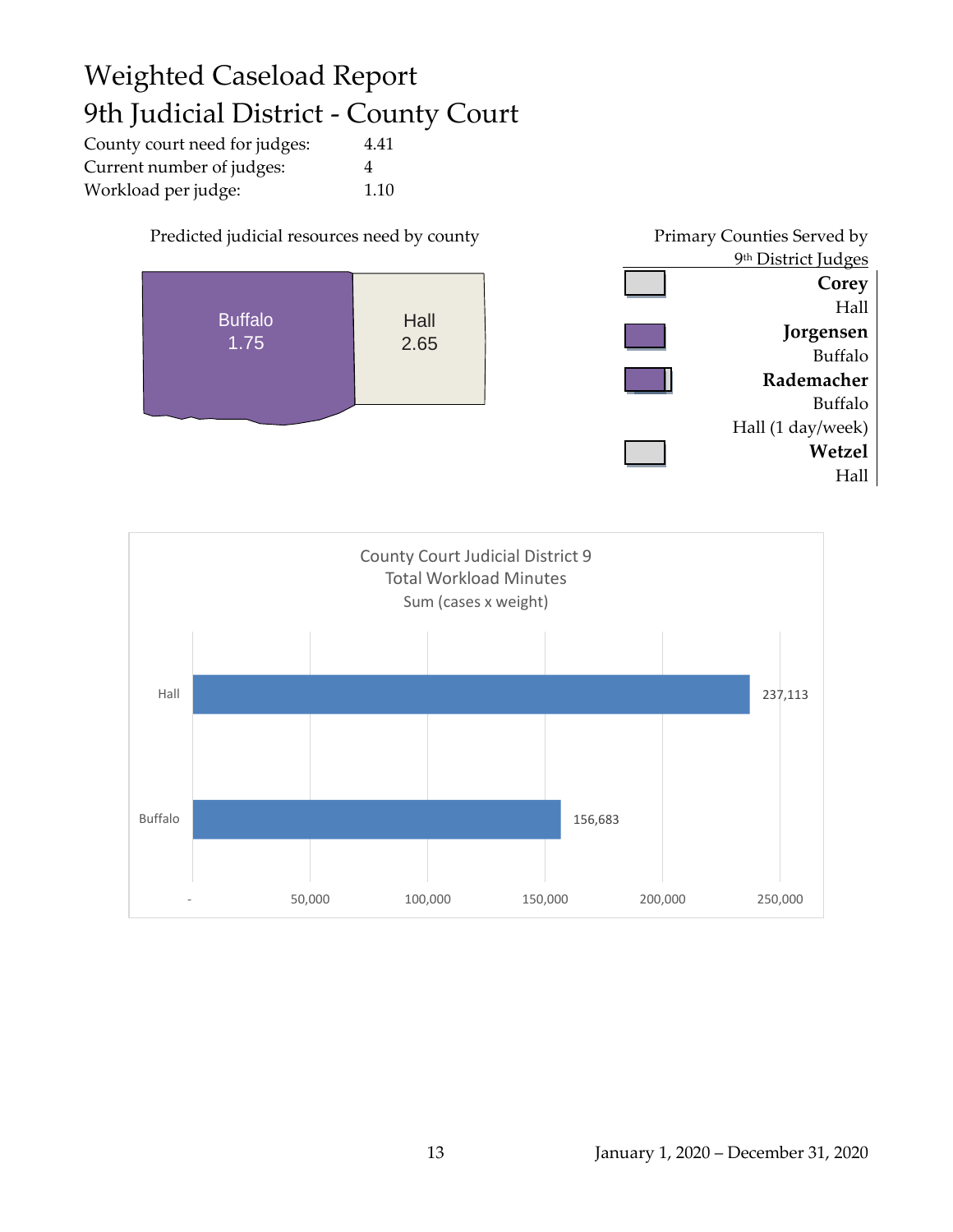# Weighted Caseload Report

# 9th Judicial District - County Court

| | |
|---|---|
| County court need for judges: | 4.41 |
| Current number of judges: | 4 |
| Workload per judge: | 1.10 |

Predicted judicial resources need by county

| County | Need |
|---|---|
| Buffalo | 1.75 |
| Hall | 2.65 |

Primary Counties Served by 9th District Judges

**Corey**
Hall

**Jorgensen**
Buffalo

**Rademacher**
Buffalo
Hall (1 day/week)

**Wetzel**
Hall

County Court Judicial District 9
Total Workload Minutes
Sum (cases x weight)

| County | Total Workload Minutes |
|---|---|
| Hall | 237,113 |
| Buffalo | 156,683 |

January 1, 2020 – December 31, 2020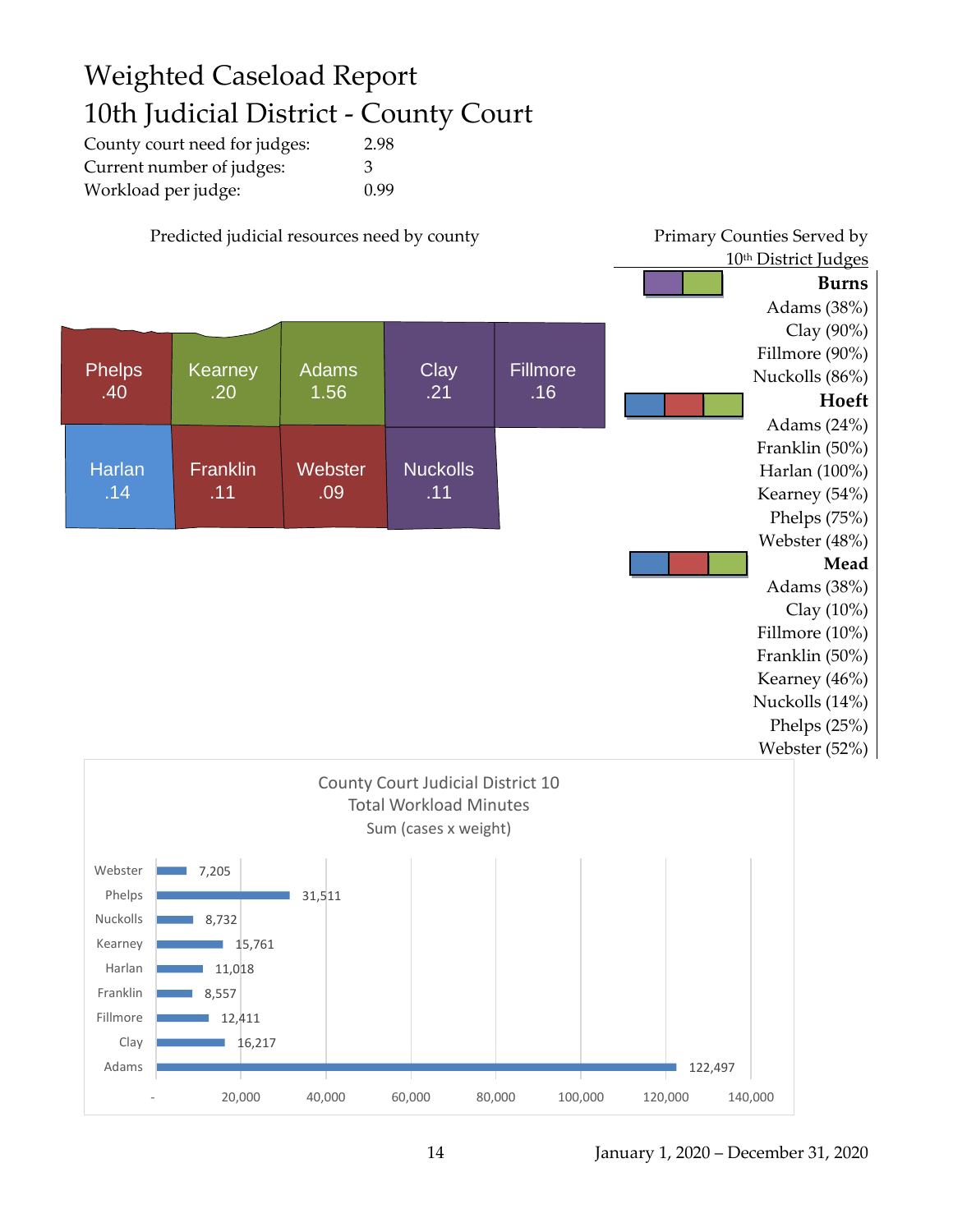# Weighted Caseload Report

## 10th Judicial District - County Court

| | |
|---|---|
| County court need for judges: | 2.98 |
| Current number of judges: | 3 |
| Workload per judge: | 0.99 |

### Predicted judicial resources need by county

| County | Need |
|---|---|
| Phelps | .40 |
| Kearney | .20 |
| Adams | 1.56 |
| Clay | .21 |
| Fillmore | .16 |
| Harlan | .14 |
| Franklin | .11 |
| Webster | .09 |
| Nuckolls | .11 |

### Primary Counties Served by 10th District Judges

**Burns**
Adams (38%)
Clay (90%)
Fillmore (90%)
Nuckolls (86%)

**Hoeft**
Adams (24%)
Franklin (50%)
Harlan (100%)
Kearney (54%)
Phelps (75%)
Webster (48%)

**Mead**
Adams (38%)
Clay (10%)
Fillmore (10%)
Franklin (50%)
Kearney (46%)
Nuckolls (14%)
Phelps (25%)
Webster (52%)

### County Court Judicial District 10 Total Workload Minutes Sum (cases x weight)

| County | Total Workload Minutes |
|---|---|
| Webster | 7,205 |
| Phelps | 31,511 |
| Nuckolls | 8,732 |
| Kearney | 15,761 |
| Harlan | 11,018 |
| Franklin | 8,557 |
| Fillmore | 12,411 |
| Clay | 16,217 |
| Adams | 122,497 |

January 1, 2020 – December 31, 2020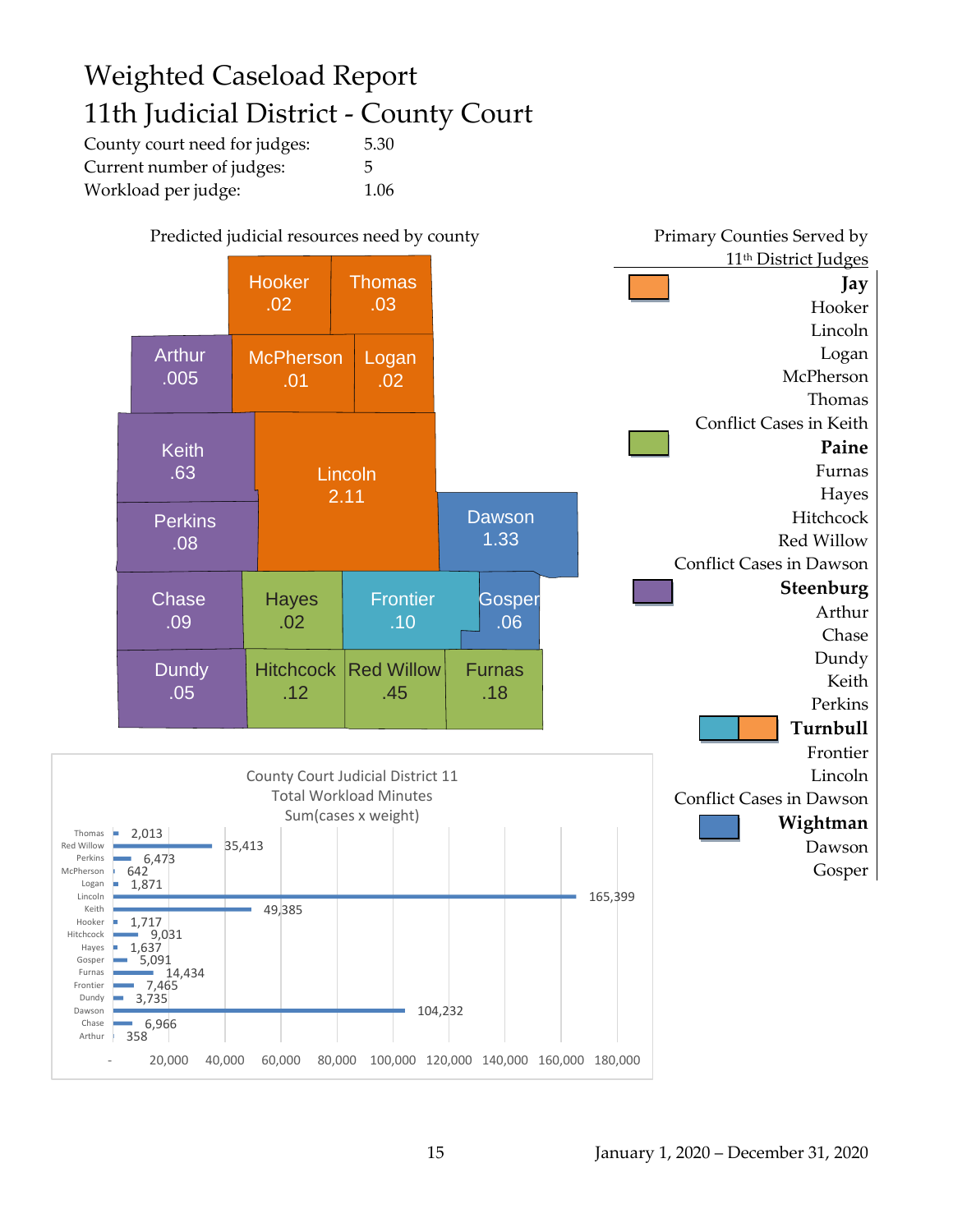# Weighted Caseload Report
## 11th Judicial District - County Court

| | |
|---|---|
| County court need for judges: | 5.30 |
| Current number of judges: | 5 |
| Workload per judge: | 1.06 |

Predicted judicial resources need by county

| County | Need |
|---|---|
| Hooker | .02 |
| Thomas | .03 |
| Arthur | .005 |
| McPherson | .01 |
| Logan | .02 |
| Keith | .63 |
| Lincoln | 2.11 |
| Perkins | .08 |
| Dawson | 1.33 |
| Chase | .09 |
| Hayes | .02 |
| Frontier | .10 |
| Gosper | .06 |
| Dundy | .05 |
| Hitchcock | .12 |
| Red Willow | .45 |
| Furnas | .18 |

Primary Counties Served by 11th District Judges

**Jay**
- Hooker
- Lincoln
- Logan
- McPherson
- Thomas
- Conflict Cases in Keith

**Paine**
- Furnas
- Hayes
- Hitchcock
- Red Willow
- Conflict Cases in Dawson

**Steenburg**
- Arthur
- Chase
- Dundy
- Keith
- Perkins

**Turnbull**
- Frontier
- Lincoln
- Conflict Cases in Dawson

**Wightman**
- Dawson
- Gosper

County Court Judicial District 11
Total Workload Minutes
Sum(cases x weight)

| County | Workload Minutes |
|---|---|
| Thomas | 2,013 |
| Red Willow | 35,413 |
| Perkins | 6,473 |
| McPherson | 642 |
| Logan | 1,871 |
| Lincoln | 165,399 |
| Keith | 49,385 |
| Hooker | 1,717 |
| Hitchcock | 9,031 |
| Hayes | 1,637 |
| Gosper | 5,091 |
| Furnas | 14,434 |
| Frontier | 7,465 |
| Dundy | 3,735 |
| Dawson | 104,232 |
| Chase | 6,966 |
| Arthur | 358 |

January 1, 2020 – December 31, 2020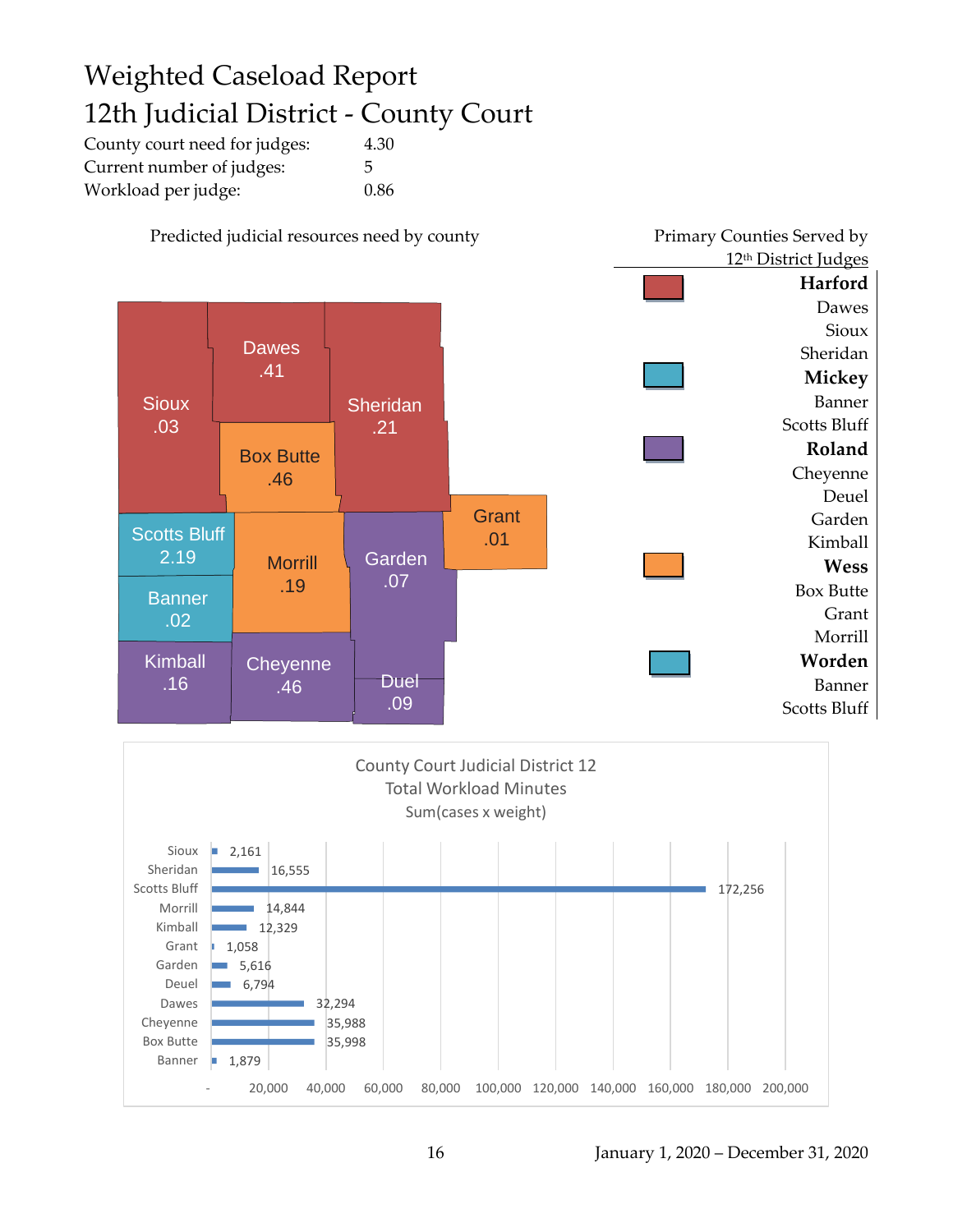# Weighted Caseload Report

## 12th Judicial District - County Court

| | |
|---|---|
| County court need for judges: | 4.30 |
| Current number of judges: | 5 |
| Workload per judge: | 0.86 |

Predicted judicial resources need by county

| County | Need |
|---|---|
| Sioux | .03 |
| Dawes | .41 |
| Sheridan | .21 |
| Box Butte | .46 |
| Grant | .01 |
| Scotts Bluff | 2.19 |
| Morrill | .19 |
| Garden | .07 |
| Banner | .02 |
| Kimball | .16 |
| Cheyenne | .46 |
| Duel | .09 |

Primary Counties Served by 12th District Judges

- **Harford**
  - Dawes
  - Sioux
  - Sheridan
- **Mickey**
  - Banner
  - Scotts Bluff
- **Roland**
  - Cheyenne
  - Deuel
  - Garden
  - Kimball
- **Wess**
  - Box Butte
  - Grant
  - Morrill
- **Worden**
  - Banner
  - Scotts Bluff

County Court Judicial District 12
Total Workload Minutes
Sum(cases x weight)

| County | Workload Minutes |
|---|---|
| Sioux | 2,161 |
| Sheridan | 16,555 |
| Scotts Bluff | 172,256 |
| Morrill | 14,844 |
| Kimball | 12,329 |
| Grant | 1,058 |
| Garden | 5,616 |
| Deuel | 6,794 |
| Dawes | 32,294 |
| Cheyenne | 35,988 |
| Box Butte | 35,998 |
| Banner | 1,879 |

January 1, 2020 – December 31, 2020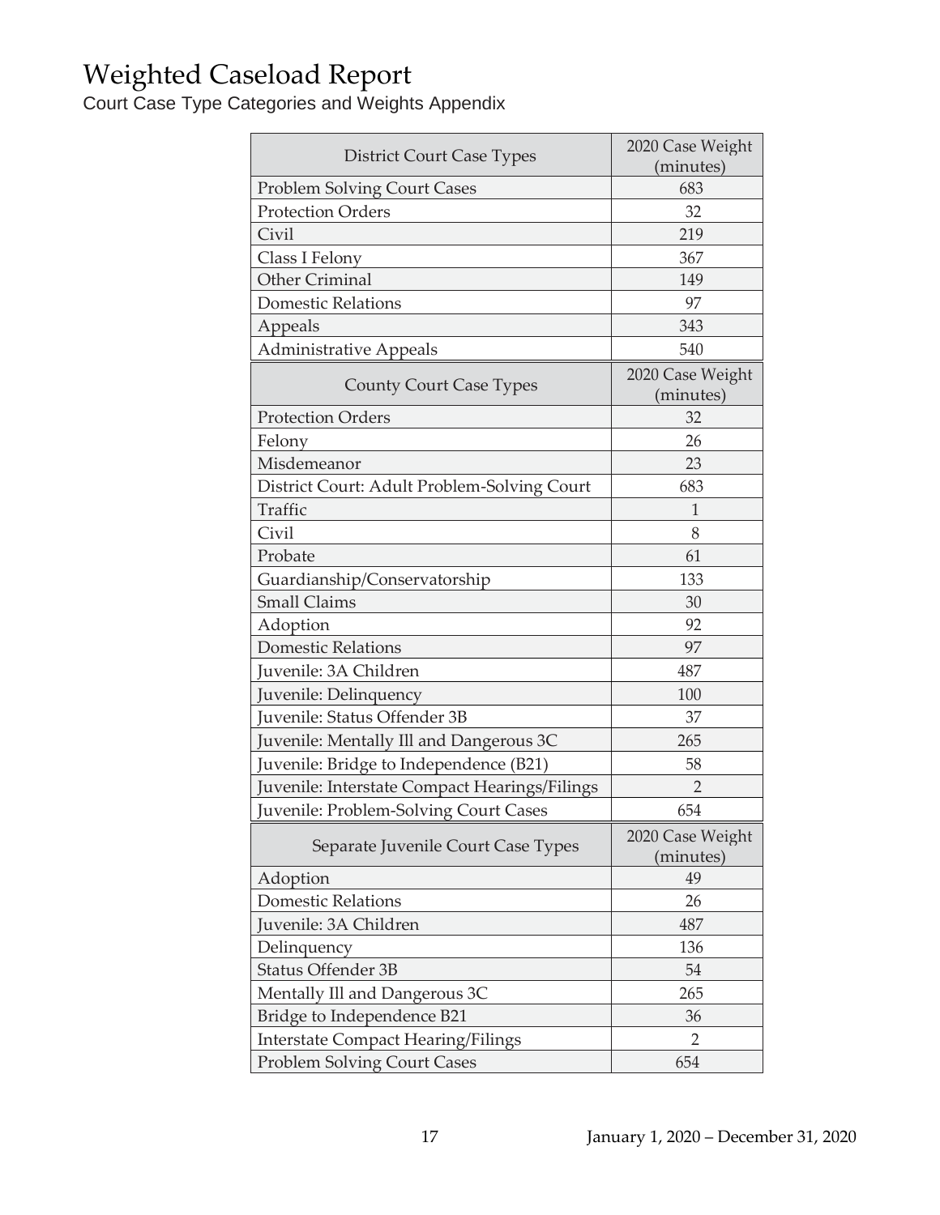# Weighted Caseload Report

Court Case Type Categories and Weights Appendix

| District Court Case Types | 2020 Case Weight (minutes) |
|---|---|
| Problem Solving Court Cases | 683 |
| Protection Orders | 32 |
| Civil | 219 |
| Class I Felony | 367 |
| Other Criminal | 149 |
| Domestic Relations | 97 |
| Appeals | 343 |
| Administrative Appeals | 540 |
| **County Court Case Types** | **2020 Case Weight (minutes)** |
| Protection Orders | 32 |
| Felony | 26 |
| Misdemeanor | 23 |
| District Court: Adult Problem-Solving Court | 683 |
| Traffic | 1 |
| Civil | 8 |
| Probate | 61 |
| Guardianship/Conservatorship | 133 |
| Small Claims | 30 |
| Adoption | 92 |
| Domestic Relations | 97 |
| Juvenile: 3A Children | 487 |
| Juvenile: Delinquency | 100 |
| Juvenile: Status Offender 3B | 37 |
| Juvenile: Mentally Ill and Dangerous 3C | 265 |
| Juvenile: Bridge to Independence (B21) | 58 |
| Juvenile: Interstate Compact Hearings/Filings | 2 |
| Juvenile: Problem-Solving Court Cases | 654 |
| **Separate Juvenile Court Case Types** | **2020 Case Weight (minutes)** |
| Adoption | 49 |
| Domestic Relations | 26 |
| Juvenile: 3A Children | 487 |
| Delinquency | 136 |
| Status Offender 3B | 54 |
| Mentally Ill and Dangerous 3C | 265 |
| Bridge to Independence B21 | 36 |
| Interstate Compact Hearing/Filings | 2 |
| Problem Solving Court Cases | 654 |

January 1, 2020 – December 31, 2020